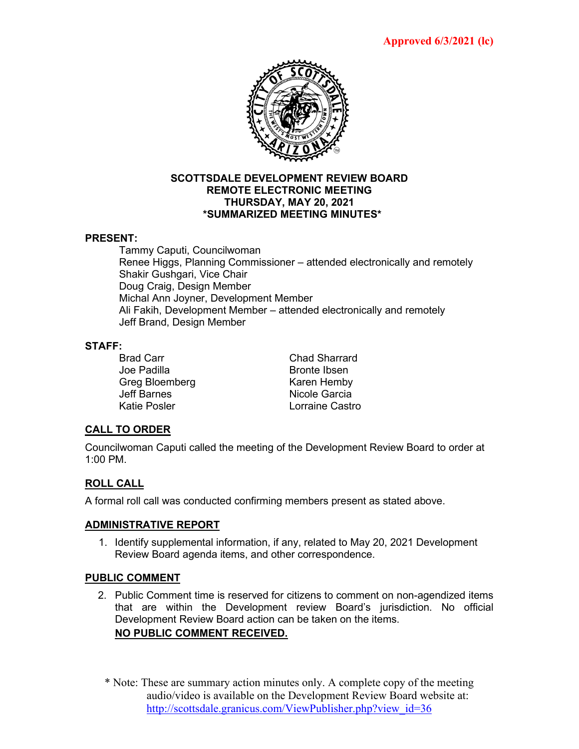**Approved 6/3/2021 (lc)**

# SCOTTSDALE DEVELOPMENT REVIEW BOARD
## REMOTE ELECTRONIC MEETING
## THURSDAY, MAY 20, 2021
## *SUMMARIZED MEETING MINUTES*

**PRESENT:**

Tammy Caputi, Councilwoman
Renee Higgs, Planning Commissioner – attended electronically and remotely
Shakir Gushgari, Vice Chair
Doug Craig, Design Member
Michal Ann Joyner, Development Member
Ali Fakih, Development Member – attended electronically and remotely
Jeff Brand, Design Member

**STAFF:**

| | |
|---|---|
| Brad Carr | Chad Sharrard |
| Joe Padilla | Bronte Ibsen |
| Greg Bloemberg | Karen Hemby |
| Jeff Barnes | Nicole Garcia |
| Katie Posler | Lorraine Castro |

## CALL TO ORDER

Councilwoman Caputi called the meeting of the Development Review Board to order at 1:00 PM.

## ROLL CALL

A formal roll call was conducted confirming members present as stated above.

## ADMINISTRATIVE REPORT

1. Identify supplemental information, if any, related to May 20, 2021 Development Review Board agenda items, and other correspondence.

## PUBLIC COMMENT

2. Public Comment time is reserved for citizens to comment on non-agendized items that are within the Development review Board's jurisdiction. No official Development Review Board action can be taken on the items.
   **NO PUBLIC COMMENT RECEIVED.**

\* Note: These are summary action minutes only. A complete copy of the meeting audio/video is available on the Development Review Board website at: http://scottsdale.granicus.com/ViewPublisher.php?view_id=36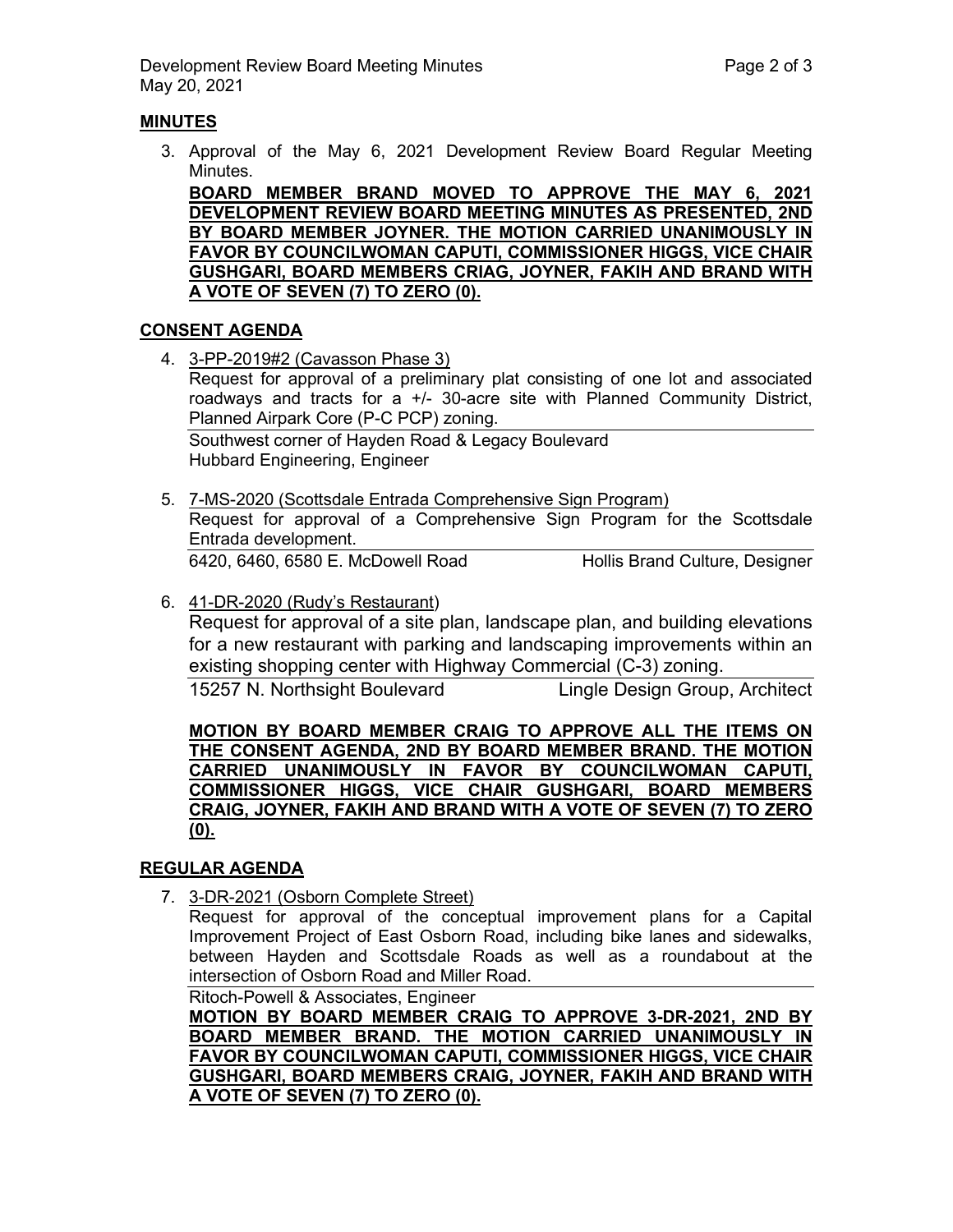## MINUTES

3. Approval of the May 6, 2021 Development Review Board Regular Meeting Minutes.

   **BOARD MEMBER BRAND MOVED TO APPROVE THE MAY 6, 2021 DEVELOPMENT REVIEW BOARD MEETING MINUTES AS PRESENTED, 2ND BY BOARD MEMBER JOYNER. THE MOTION CARRIED UNANIMOUSLY IN FAVOR BY COUNCILWOMAN CAPUTI, COMMISSIONER HIGGS, VICE CHAIR GUSHGARI, BOARD MEMBERS CRIAG, JOYNER, FAKIH AND BRAND WITH A VOTE OF SEVEN (7) TO ZERO (0).**

## CONSENT AGENDA

4. 3-PP-2019#2 (Cavasson Phase 3)

   Request for approval of a preliminary plat consisting of one lot and associated roadways and tracts for a +/- 30-acre site with Planned Community District, Planned Airpark Core (P-C PCP) zoning.

   Southwest corner of Hayden Road & Legacy Boulevard
   Hubbard Engineering, Engineer

5. 7-MS-2020 (Scottsdale Entrada Comprehensive Sign Program)

   Request for approval of a Comprehensive Sign Program for the Scottsdale Entrada development.

   6420, 6460, 6580 E. McDowell Road — Hollis Brand Culture, Designer

6. 41-DR-2020 (Rudy's Restaurant)

   Request for approval of a site plan, landscape plan, and building elevations for a new restaurant with parking and landscaping improvements within an existing shopping center with Highway Commercial (C-3) zoning.

   15257 N. Northsight Boulevard — Lingle Design Group, Architect

   **MOTION BY BOARD MEMBER CRAIG TO APPROVE ALL THE ITEMS ON THE CONSENT AGENDA, 2ND BY BOARD MEMBER BRAND. THE MOTION CARRIED UNANIMOUSLY IN FAVOR BY COUNCILWOMAN CAPUTI, COMMISSIONER HIGGS, VICE CHAIR GUSHGARI, BOARD MEMBERS CRAIG, JOYNER, FAKIH AND BRAND WITH A VOTE OF SEVEN (7) TO ZERO (0).**

## REGULAR AGENDA

7. 3-DR-2021 (Osborn Complete Street)

   Request for approval of the conceptual improvement plans for a Capital Improvement Project of East Osborn Road, including bike lanes and sidewalks, between Hayden and Scottsdale Roads as well as a roundabout at the intersection of Osborn Road and Miller Road.

   Ritoch-Powell & Associates, Engineer

   **MOTION BY BOARD MEMBER CRAIG TO APPROVE 3-DR-2021, 2ND BY BOARD MEMBER BRAND. THE MOTION CARRIED UNANIMOUSLY IN FAVOR BY COUNCILWOMAN CAPUTI, COMMISSIONER HIGGS, VICE CHAIR GUSHGARI, BOARD MEMBERS CRAIG, JOYNER, FAKIH AND BRAND WITH A VOTE OF SEVEN (7) TO ZERO (0).**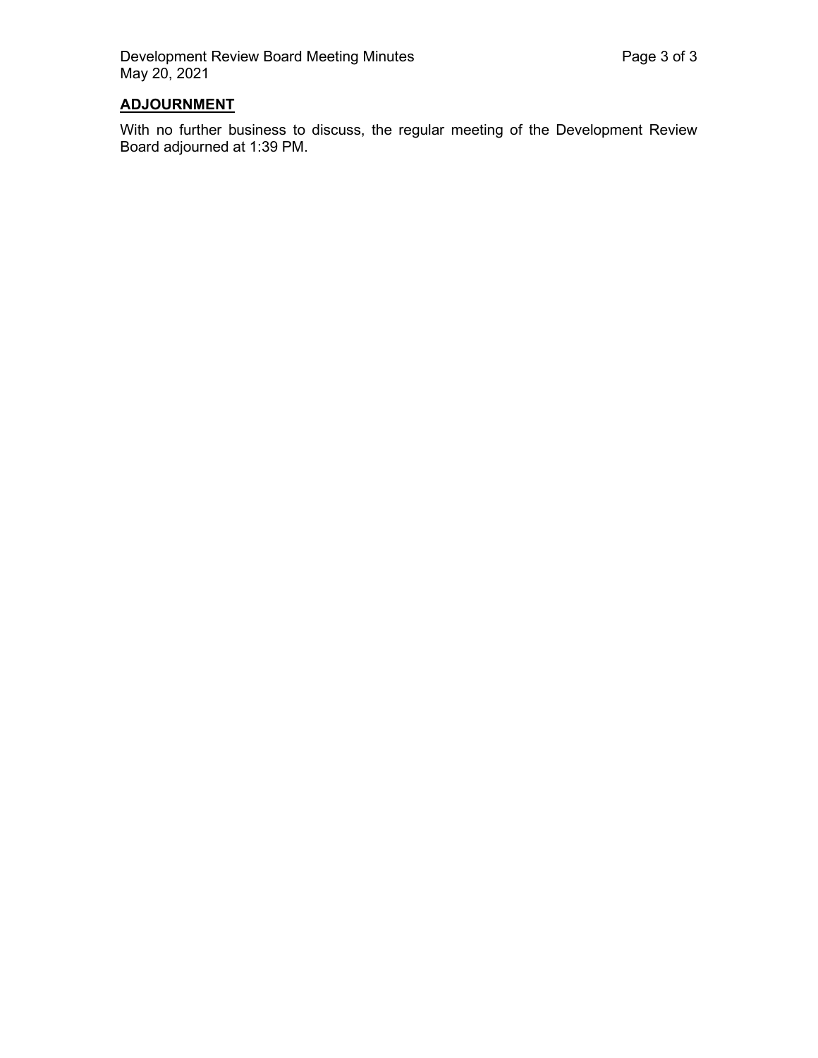## ADJOURNMENT

With no further business to discuss, the regular meeting of the Development Review Board adjourned at 1:39 PM.